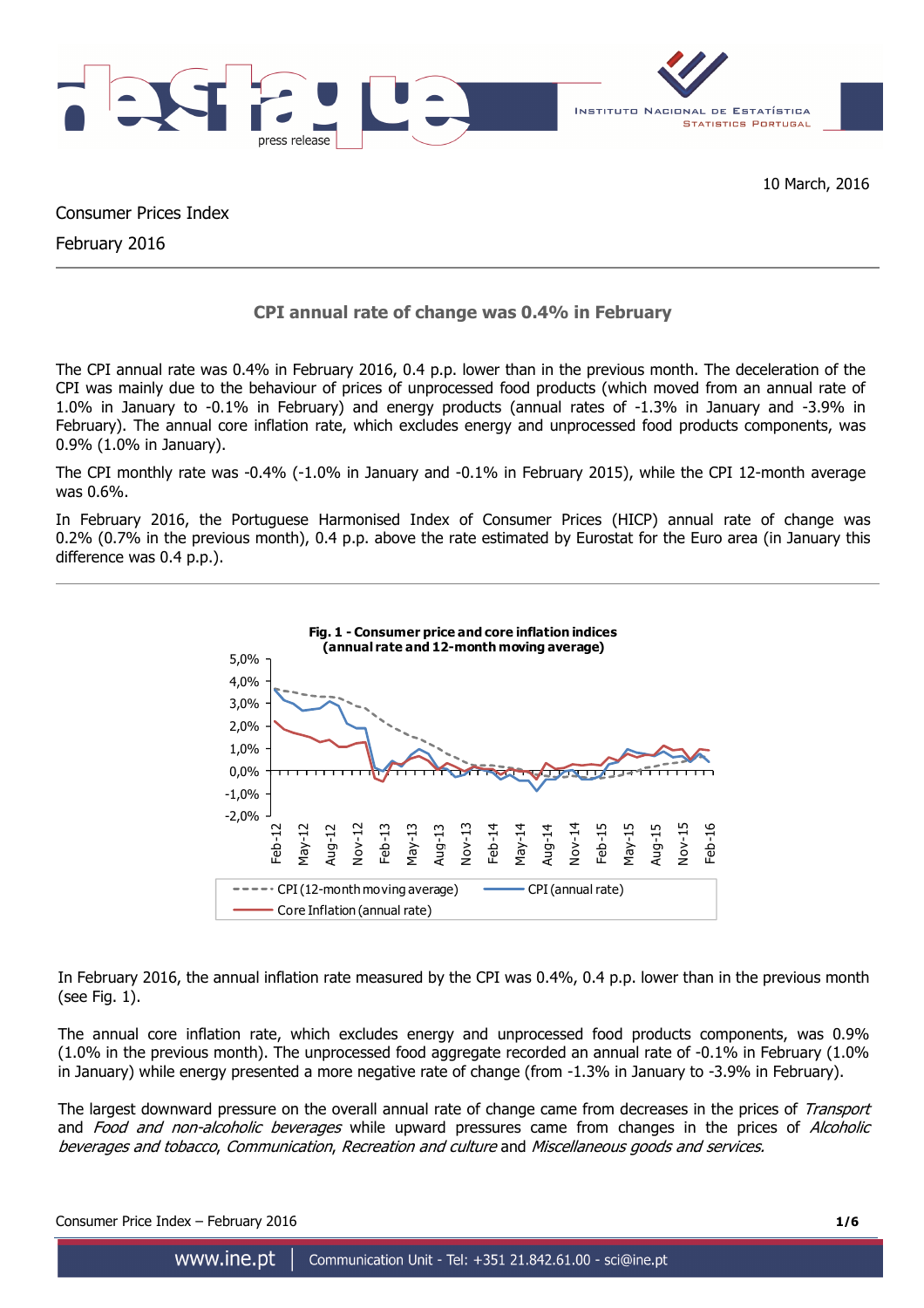10 March, 2016

Consumer Prices Index

February 2016

## CPI annual rate of change was 0.4% in February

The CPI annual rate was 0.4% in February 2016, 0.4 p.p. lower than in the previous month. The deceleration of the CPI was mainly due to the behaviour of prices of unprocessed food products (which moved from an annual rate of 1.0% in January to -0.1% in February) and energy products (annual rates of -1.3% in January and -3.9% in February). The annual core inflation rate, which excludes energy and unprocessed food products components, was 0.9% (1.0% in January).

The CPI monthly rate was -0.4% (-1.0% in January and -0.1% in February 2015), while the CPI 12-month average was 0.6%.

In February 2016, the Portuguese Harmonised Index of Consumer Prices (HICP) annual rate of change was 0.2% (0.7% in the previous month), 0.4 p.p. above the rate estimated by Eurostat for the Euro area (in January this difference was 0.4 p.p.).

**Fig. 1 - Consumer price and core inflation indices (annual rate and 12-month moving average)**

In February 2016, the annual inflation rate measured by the CPI was 0.4%, 0.4 p.p. lower than in the previous month (see Fig. 1).

The annual core inflation rate, which excludes energy and unprocessed food products components, was 0.9% (1.0% in the previous month). The unprocessed food aggregate recorded an annual rate of -0.1% in February (1.0% in January) while energy presented a more negative rate of change (from -1.3% in January to -3.9% in February).

The largest downward pressure on the overall annual rate of change came from decreases in the prices of *Transport* and *Food and non-alcoholic beverages* while upward pressures came from changes in the prices of *Alcoholic beverages and tobacco*, *Communication*, *Recreation and culture* and *Miscellaneous goods and services.*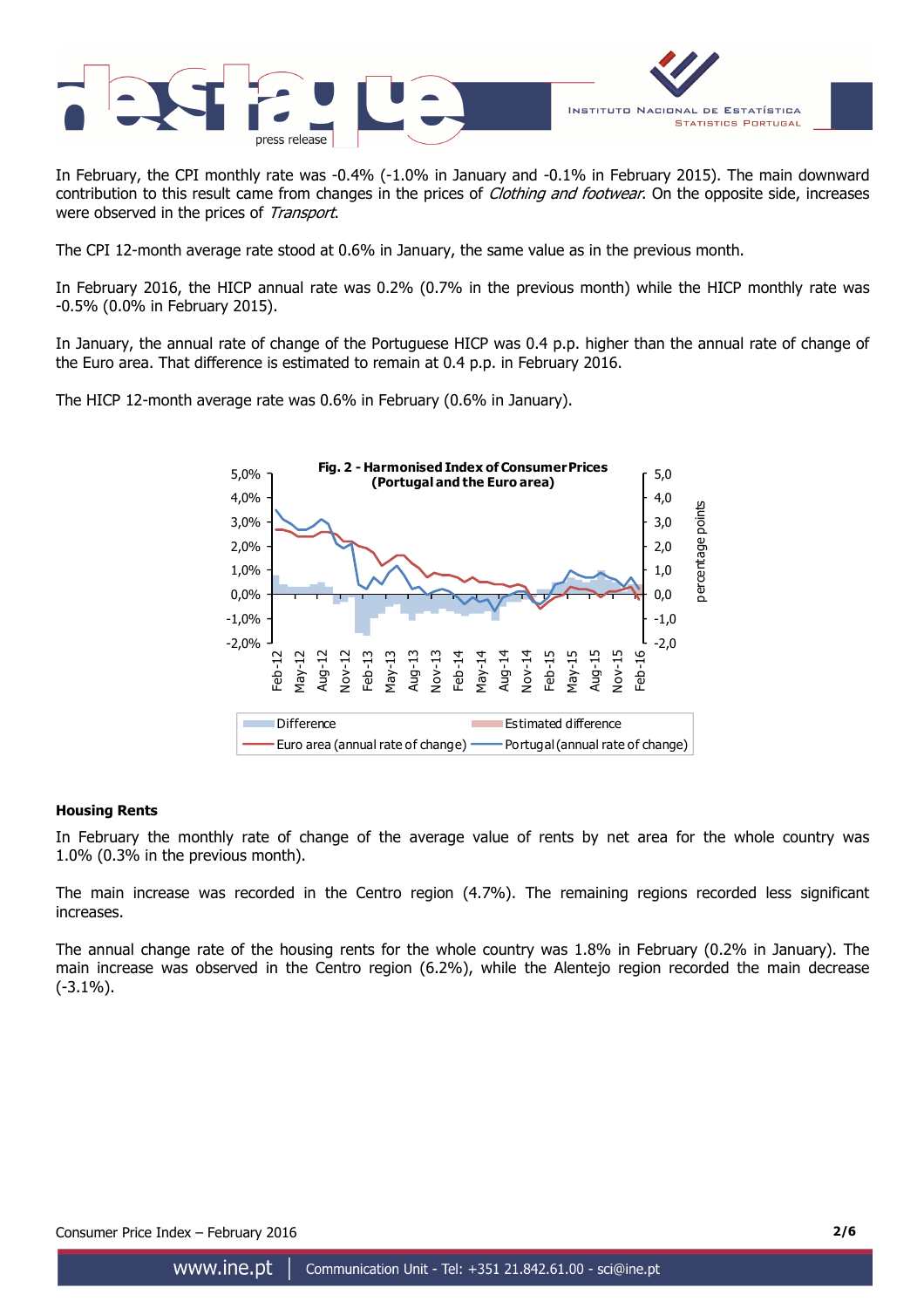In February, the CPI monthly rate was -0.4% (-1.0% in January and -0.1% in February 2015). The main downward contribution to this result came from changes in the prices of *Clothing and footwear*. On the opposite side, increases were observed in the prices of *Transport*.

The CPI 12-month average rate stood at 0.6% in January, the same value as in the previous month.

In February 2016, the HICP annual rate was 0.2% (0.7% in the previous month) while the HICP monthly rate was -0.5% (0.0% in February 2015).

In January, the annual rate of change of the Portuguese HICP was 0.4 p.p. higher than the annual rate of change of the Euro area. That difference is estimated to remain at 0.4 p.p. in February 2016.

The HICP 12-month average rate was 0.6% in February (0.6% in January).

**Fig. 2 - Harmonised Index of Consumer Prices (Portugal and the Euro area)**

Legend: Difference; Estimated difference; Euro area (annual rate of change); Portugal (annual rate of change)

#### Housing Rents

In February the monthly rate of change of the average value of rents by net area for the whole country was 1.0% (0.3% in the previous month).

The main increase was recorded in the Centro region (4.7%). The remaining regions recorded less significant increases.

The annual change rate of the housing rents for the whole country was 1.8% in February (0.2% in January). The main increase was observed in the Centro region (6.2%), while the Alentejo region recorded the main decrease (-3.1%).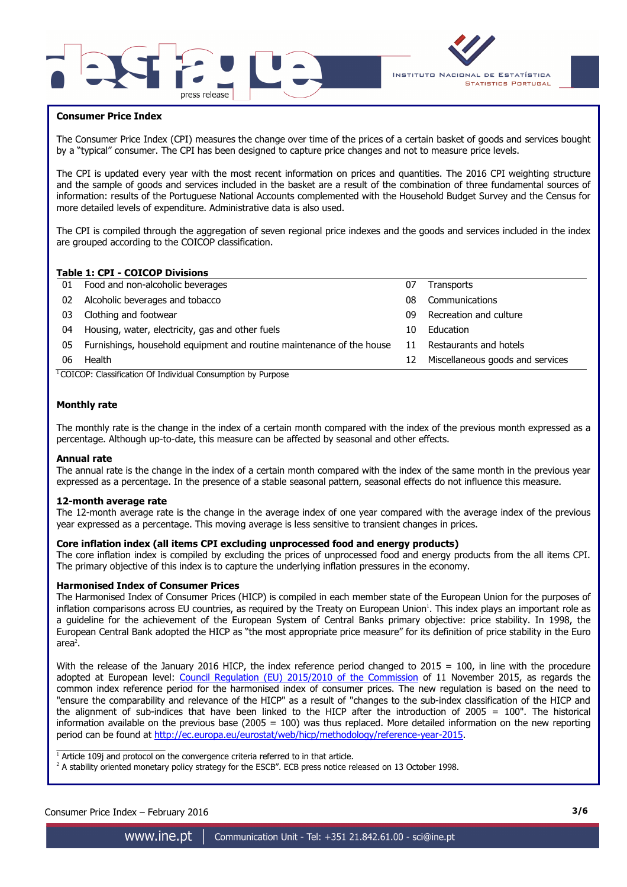## Consumer Price Index

The Consumer Price Index (CPI) measures the change over time of the prices of a certain basket of goods and services bought by a "typical" consumer. The CPI has been designed to capture price changes and not to measure price levels.

The CPI is updated every year with the most recent information on prices and quantities. The 2016 CPI weighting structure and the sample of goods and services included in the basket are a result of the combination of three fundamental sources of information: results of the Portuguese National Accounts complemented with the Household Budget Survey and the Census for more detailed levels of expenditure. Administrative data is also used.

The CPI is compiled through the aggregation of seven regional price indexes and the goods and services included in the index are grouped according to the COICOP classification.

**Table 1: CPI - COICOP Divisions**

| | | | |
|---|---|---|---|
| 01 | Food and non-alcoholic beverages | 07 | Transports |
| 02 | Alcoholic beverages and tobacco | 08 | Communications |
| 03 | Clothing and footwear | 09 | Recreation and culture |
| 04 | Housing, water, electricity, gas and other fuels | 10 | Education |
| 05 | Furnishings, household equipment and routine maintenance of the house | 11 | Restaurants and hotels |
| 06 | Health | 12 | Miscellaneous goods and services |

[1] COICOP: Classification Of Individual Consumption by Purpose

### Monthly rate

The monthly rate is the change in the index of a certain month compared with the index of the previous month expressed as a percentage. Although up-to-date, this measure can be affected by seasonal and other effects.

### Annual rate

The annual rate is the change in the index of a certain month compared with the index of the same month in the previous year expressed as a percentage. In the presence of a stable seasonal pattern, seasonal effects do not influence this measure.

### 12-month average rate

The 12-month average rate is the change in the average index of one year compared with the average index of the previous year expressed as a percentage. This moving average is less sensitive to transient changes in prices.

### Core inflation index (all items CPI excluding unprocessed food and energy products)

The core inflation index is compiled by excluding the prices of unprocessed food and energy products from the all items CPI. The primary objective of this index is to capture the underlying inflation pressures in the economy.

### Harmonised Index of Consumer Prices

The Harmonised Index of Consumer Prices (HICP) is compiled in each member state of the European Union for the purposes of inflation comparisons across EU countries, as required by the Treaty on European Union[1]. This index plays an important role as a guideline for the achievement of the European System of Central Banks primary objective: price stability. In 1998, the European Central Bank adopted the HICP as "the most appropriate price measure" for its definition of price stability in the Euro area[2].

With the release of the January 2016 HICP, the index reference period changed to 2015 = 100, in line with the procedure adopted at European level: Council Regulation (EU) 2015/2010 of the Commission of 11 November 2015, as regards the common index reference period for the harmonised index of consumer prices. The new regulation is based on the need to "ensure the comparability and relevance of the HICP" as a result of "changes to the sub-index classification of the HICP and the alignment of sub-indices that have been linked to the HICP after the introduction of 2005 = 100". The historical information available on the previous base (2005 = 100) was thus replaced. More detailed information on the new reporting period can be found at http://ec.europa.eu/eurostat/web/hicp/methodology/reference-year-2015.

[1] Article 109j and protocol on the convergence criteria referred to in that article.

[2] A stability oriented monetary policy strategy for the ESCB". ECB press notice released on 13 October 1998.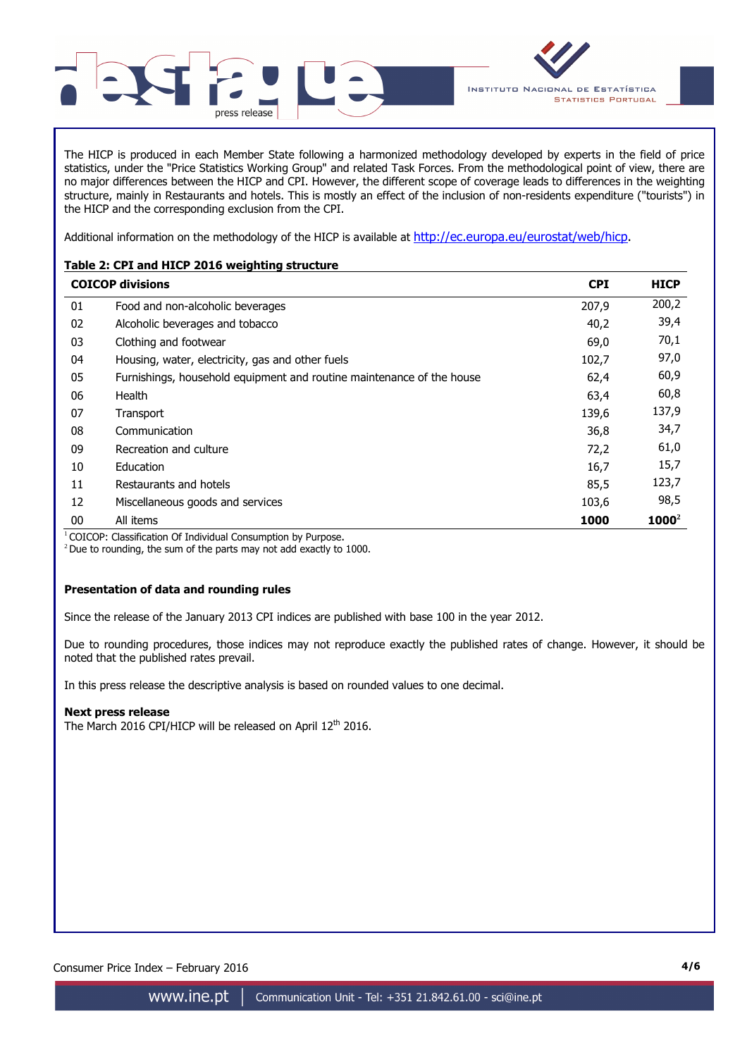The HICP is produced in each Member State following a harmonized methodology developed by experts in the field of price statistics, under the "Price Statistics Working Group" and related Task Forces. From the methodological point of view, there are no major differences between the HICP and CPI. However, the different scope of coverage leads to differences in the weighting structure, mainly in Restaurants and hotels. This is mostly an effect of the inclusion of non-residents expenditure ("tourists") in the HICP and the corresponding exclusion from the CPI.

Additional information on the methodology of the HICP is available at http://ec.europa.eu/eurostat/web/hicp.

**Table 2: CPI and HICP 2016 weighting structure**

| COICOP divisions | | CPI | HICP |
|---|---|---|---|
| 01 | Food and non-alcoholic beverages | 207,9 | 200,2 |
| 02 | Alcoholic beverages and tobacco | 40,2 | 39,4 |
| 03 | Clothing and footwear | 69,0 | 70,1 |
| 04 | Housing, water, electricity, gas and other fuels | 102,7 | 97,0 |
| 05 | Furnishings, household equipment and routine maintenance of the house | 62,4 | 60,9 |
| 06 | Health | 63,4 | 60,8 |
| 07 | Transport | 139,6 | 137,9 |
| 08 | Communication | 36,8 | 34,7 |
| 09 | Recreation and culture | 72,2 | 61,0 |
| 10 | Education | 16,7 | 15,7 |
| 11 | Restaurants and hotels | 85,5 | 123,7 |
| 12 | Miscellaneous goods and services | 103,6 | 98,5 |
| 00 | All items | **1000** | **1000**[2] |

[1] COICOP: Classification Of Individual Consumption by Purpose.
[2] Due to rounding, the sum of the parts may not add exactly to 1000.

**Presentation of data and rounding rules**

Since the release of the January 2013 CPI indices are published with base 100 in the year 2012.

Due to rounding procedures, those indices may not reproduce exactly the published rates of change. However, it should be noted that the published rates prevail.

In this press release the descriptive analysis is based on rounded values to one decimal.

**Next press release**
The March 2016 CPI/HICP will be released on April 12th 2016.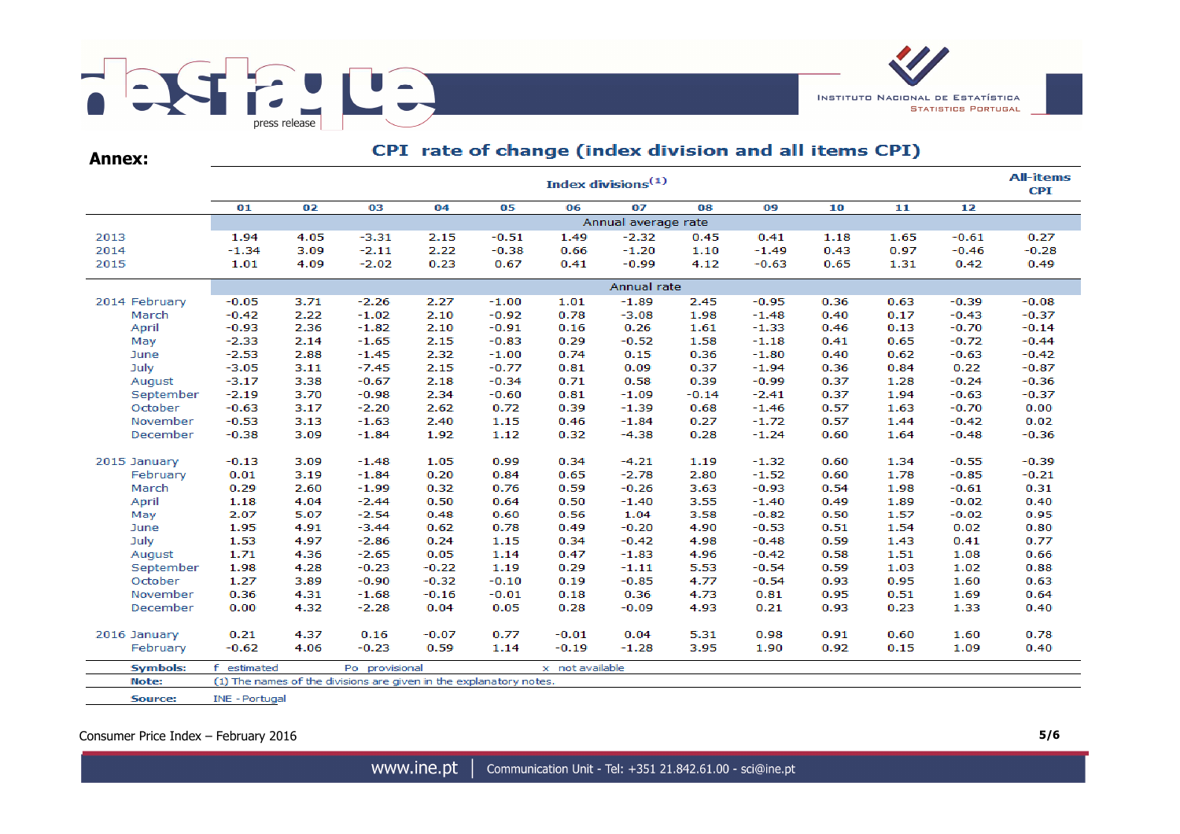## Annex:

### CPI rate of change (index division and all items CPI)

| | Index divisions(1) | | | | | | | | | | | | All-items CPI |
|---|---|---|---|---|---|---|---|---|---|---|---|---|---|
| | 01 | 02 | 03 | 04 | 05 | 06 | 07 | 08 | 09 | 10 | 11 | 12 | |
| | Annual average rate | | | | | | | | | | | | |
| 2013 | 1.94 | 4.05 | -3.31 | 2.15 | -0.51 | 1.49 | -2.32 | 0.45 | 0.41 | 1.18 | 1.65 | -0.61 | 0.27 |
| 2014 | -1.34 | 3.09 | -2.11 | 2.22 | -0.38 | 0.66 | -1.20 | 1.10 | -1.49 | 0.43 | 0.97 | -0.46 | -0.28 |
| 2015 | 1.01 | 4.09 | -2.02 | 0.23 | 0.67 | 0.41 | -0.99 | 4.12 | -0.63 | 0.65 | 1.31 | 0.42 | 0.49 |
| | Annual rate | | | | | | | | | | | | |
| 2014 February | -0.05 | 3.71 | -2.26 | 2.27 | -1.00 | 1.01 | -1.89 | 2.45 | -0.95 | 0.36 | 0.63 | -0.39 | -0.08 |
| March | -0.42 | 2.22 | -1.02 | 2.10 | -0.92 | 0.78 | -3.08 | 1.98 | -1.48 | 0.40 | 0.17 | -0.43 | -0.37 |
| April | -0.93 | 2.36 | -1.82 | 2.10 | -0.91 | 0.16 | 0.26 | 1.61 | -1.33 | 0.46 | 0.13 | -0.70 | -0.14 |
| May | -2.33 | 2.14 | -1.65 | 2.15 | -0.83 | 0.29 | -0.52 | 1.58 | -1.18 | 0.41 | 0.65 | -0.72 | -0.44 |
| June | -2.53 | 2.88 | -1.45 | 2.32 | -1.00 | 0.74 | 0.15 | 0.36 | -1.80 | 0.40 | 0.62 | -0.63 | -0.42 |
| July | -3.05 | 3.11 | -7.45 | 2.15 | -0.77 | 0.81 | 0.09 | 0.37 | -1.94 | 0.36 | 0.84 | 0.22 | -0.87 |
| August | -3.17 | 3.38 | -0.67 | 2.18 | -0.34 | 0.71 | 0.58 | 0.39 | -0.99 | 0.37 | 1.28 | -0.24 | -0.36 |
| September | -2.19 | 3.70 | -0.98 | 2.34 | -0.60 | 0.81 | -1.09 | -0.14 | -2.41 | 0.37 | 1.94 | -0.63 | -0.37 |
| October | -0.63 | 3.17 | -2.20 | 2.62 | 0.72 | 0.39 | -1.39 | 0.68 | -1.46 | 0.57 | 1.63 | -0.70 | 0.00 |
| November | -0.53 | 3.13 | -1.63 | 2.40 | 1.15 | 0.46 | -1.84 | 0.27 | -1.72 | 0.57 | 1.44 | -0.42 | 0.02 |
| December | -0.38 | 3.09 | -1.84 | 1.92 | 1.12 | 0.32 | -4.38 | 0.28 | -1.24 | 0.60 | 1.64 | -0.48 | -0.36 |
| 2015 January | -0.13 | 3.09 | -1.48 | 1.05 | 0.99 | 0.34 | -4.21 | 1.19 | -1.32 | 0.60 | 1.34 | -0.55 | -0.39 |
| February | 0.01 | 3.19 | -1.84 | 0.20 | 0.84 | 0.65 | -2.78 | 2.80 | -1.52 | 0.60 | 1.78 | -0.85 | -0.21 |
| March | 0.29 | 2.60 | -1.99 | 0.32 | 0.76 | 0.59 | -0.26 | 3.63 | -0.93 | 0.54 | 1.98 | -0.61 | 0.31 |
| April | 1.18 | 4.04 | -2.44 | 0.50 | 0.64 | 0.50 | -1.40 | 3.55 | -1.40 | 0.49 | 1.89 | -0.02 | 0.40 |
| May | 2.07 | 5.07 | -2.54 | 0.48 | 0.60 | 0.56 | 1.04 | 3.58 | -0.82 | 0.50 | 1.57 | -0.02 | 0.95 |
| June | 1.95 | 4.91 | -3.44 | 0.62 | 0.78 | 0.49 | -0.20 | 4.90 | -0.53 | 0.51 | 1.54 | 0.02 | 0.80 |
| July | 1.53 | 4.97 | -2.86 | 0.24 | 1.15 | 0.34 | -0.42 | 4.98 | -0.48 | 0.59 | 1.43 | 0.41 | 0.77 |
| August | 1.71 | 4.36 | -2.65 | 0.05 | 1.14 | 0.47 | -1.83 | 4.96 | -0.42 | 0.58 | 1.51 | 1.08 | 0.66 |
| September | 1.98 | 4.28 | -0.23 | -0.22 | 1.19 | 0.29 | -1.11 | 5.53 | -0.54 | 0.59 | 1.03 | 1.02 | 0.88 |
| October | 1.27 | 3.89 | -0.90 | -0.32 | -0.10 | 0.19 | -0.85 | 4.77 | -0.54 | 0.93 | 0.95 | 1.60 | 0.63 |
| November | 0.36 | 4.31 | -1.68 | -0.16 | -0.01 | 0.18 | 0.36 | 4.73 | 0.81 | 0.95 | 0.51 | 1.69 | 0.64 |
| December | 0.00 | 4.32 | -2.28 | 0.04 | 0.05 | 0.28 | -0.09 | 4.93 | 0.21 | 0.93 | 0.23 | 1.33 | 0.40 |
| 2016 January | 0.21 | 4.37 | 0.16 | -0.07 | 0.77 | -0.01 | 0.04 | 5.31 | 0.98 | 0.91 | 0.60 | 1.60 | 0.78 |
| February | -0.62 | 4.06 | -0.23 | 0.59 | 1.14 | -0.19 | -1.28 | 3.95 | 1.90 | 0.92 | 0.15 | 1.09 | 0.40 |

**Symbols:** f estimated Po provisional x not available

**Note:** (1) The names of the divisions are given in the explanatory notes.

**Source:** INE - Portugal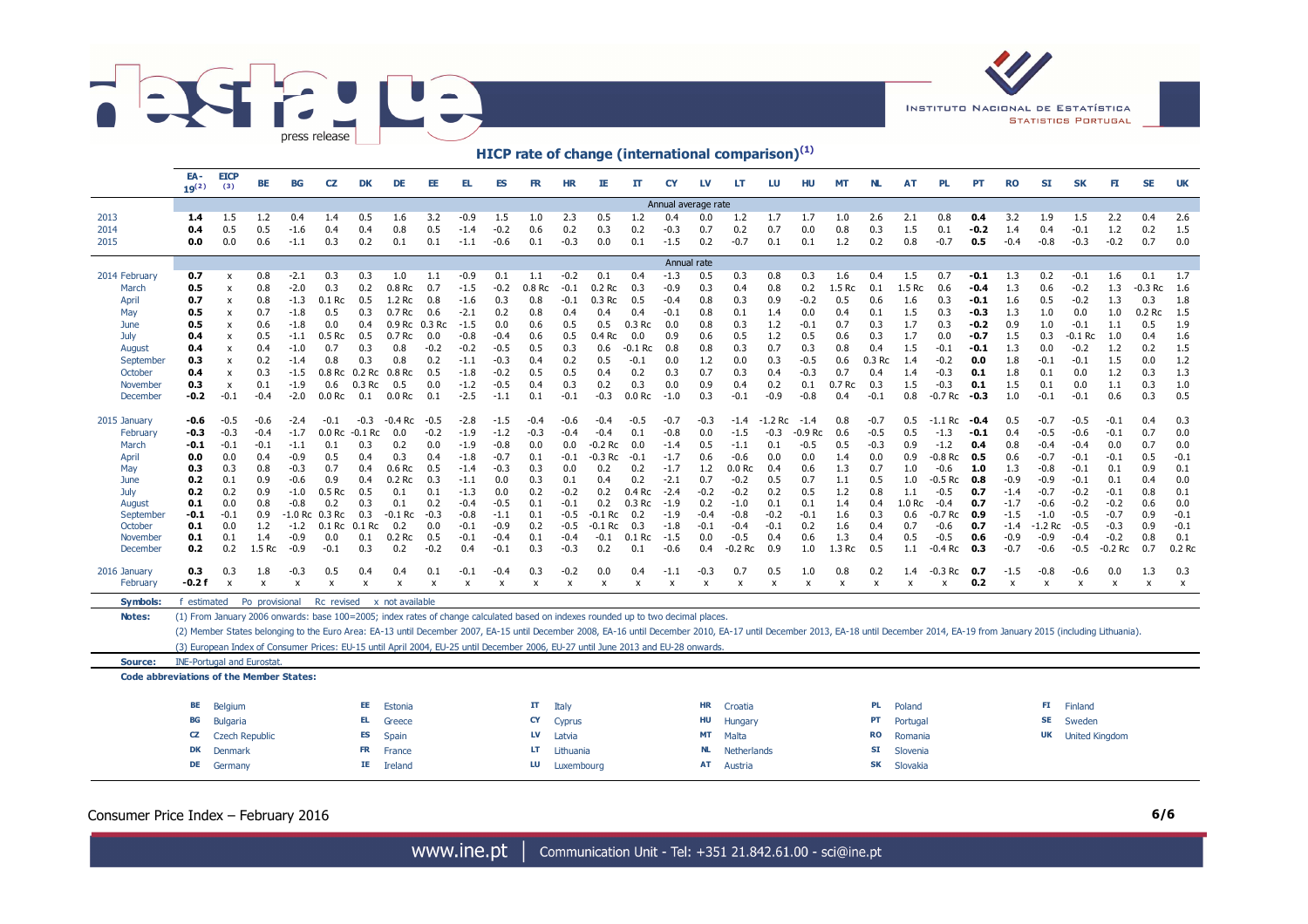## HICP rate of change (international comparison)(1)

| | EA-19(2) | EICP (3) | BE | BG | CZ | DK | DE | EE | EL | ES | FR | HR | IE | IT | CY | LV | LT | LU | HU | MT | NL | AT | PL | PT | RO | SI | SK | FI | SE | UK |
|---|---|---|---|---|---|---|---|---|---|---|---|---|---|---|---|---|---|---|---|---|---|---|---|---|---|---|---|---|---|---|
| | Annual average rate | | | | | | | | | | | | | | | | | | | | | | | | | | | | | |
| 2013 | **1.4** | 1.5 | 1.2 | 0.4 | 1.4 | 0.5 | 1.6 | 3.2 | -0.9 | 1.5 | 1.0 | 2.3 | 0.5 | 1.2 | 0.4 | 0.0 | 1.2 | 1.7 | 1.7 | 1.0 | 2.6 | 2.1 | 0.8 | **0.4** | 3.2 | 1.9 | 1.5 | 2.2 | 0.4 | 2.6 |
| 2014 | **0.4** | 0.5 | 0.5 | -1.6 | 0.4 | 0.4 | 0.8 | 0.5 | -1.4 | -0.2 | 0.6 | 0.2 | 0.3 | 0.2 | -0.3 | 0.7 | 0.2 | 0.7 | 0.0 | 0.8 | 0.3 | 1.5 | 0.1 | **-0.2** | 1.4 | 0.4 | -0.1 | 1.2 | 0.2 | 1.5 |
| 2015 | **0.0** | 0.0 | 0.6 | -1.1 | 0.3 | 0.2 | 0.1 | 0.1 | -1.1 | -0.6 | 0.1 | -0.3 | 0.0 | 0.1 | -1.5 | 0.2 | -0.7 | 0.1 | 0.1 | 1.2 | 0.2 | 0.8 | -0.7 | **0.5** | -0.4 | -0.8 | -0.3 | -0.2 | 0.7 | 0.0 |
| | Annual rate | | | | | | | | | | | | | | | | | | | | | | | | | | | | | |
| 2014 February | **0.7** | x | 0.8 | -2.1 | 0.3 | 0.3 | 1.0 | 1.1 | -0.9 | 0.1 | 1.1 | -0.2 | 0.1 | 0.4 | -1.3 | 0.5 | 0.3 | 0.8 | 0.3 | 1.6 | 0.4 | 1.5 | 0.7 | **-0.1** | 1.3 | 0.2 | -0.1 | 1.6 | 0.1 | 1.7 |
| March | **0.5** | x | 0.8 | -2.0 | 0.3 | 0.2 | 0.8 Rc | 0.7 | -1.5 | -0.2 | 0.8 Rc | -0.1 | 0.2 Rc | 0.3 | -0.9 | 0.3 | 0.4 | 0.8 | 0.2 | 1.5 Rc | 0.1 | 1.5 Rc | 0.6 | **-0.4** | 1.3 | 0.6 | -0.2 | 1.3 | -0.3 Rc | 1.6 |
| April | **0.7** | x | 0.8 | -1.3 | 0.1 Rc | 0.5 | 1.2 Rc | 0.8 | -1.6 | 0.3 | 0.8 | -0.1 | 0.3 Rc | 0.5 | -0.4 | 0.8 | 0.3 | 0.9 | -0.2 | 0.5 | 0.6 | 1.6 | 0.3 | **-0.1** | 1.6 | 0.5 | -0.2 | 1.3 | 0.3 | 1.8 |
| May | **0.5** | x | 0.7 | -1.8 | 0.5 | 0.3 | 0.7 Rc | 0.6 | -2.1 | 0.2 | 0.8 | 0.4 | 0.4 | 0.4 | -0.1 | 0.8 | 0.1 | 1.4 | 0.0 | 0.4 | 0.1 | 1.5 | 0.3 | **-0.3** | 1.3 | 1.0 | 0.0 | 1.0 | 0.2 Rc | 1.5 |
| June | **0.5** | x | 0.6 | -1.8 | 0.0 | 0.4 | 0.9 Rc | 0.3 Rc | -1.5 | 0.0 | 0.6 | 0.5 | 0.5 | 0.3 Rc | 0.0 | 0.8 | 0.3 | 1.2 | -0.1 | 0.7 | 0.3 | 1.7 | 0.3 | **-0.2** | 0.9 | 1.0 | -0.1 | 1.1 | 0.5 | 1.9 |
| July | **0.4** | x | 0.5 | -1.1 | 0.5 Rc | 0.5 | 0.7 Rc | 0.0 | -0.8 | -0.4 | 0.6 | 0.5 | 0.4 Rc | 0.0 | 0.9 | 0.6 | 0.5 | 1.2 | 0.5 | 0.6 | 0.3 | 1.7 | 0.0 | **-0.7** | 1.5 | 0.3 | -0.1 Rc | 1.0 | 0.4 | 1.6 |
| August | **0.4** | x | 0.4 | -1.0 | 0.7 | 0.3 | 0.8 | -0.2 | -0.2 | -0.5 | 0.5 | 0.3 | 0.6 | -0.1 Rc | 0.8 | 0.8 | 0.3 | 0.7 | 0.3 | 0.8 | 0.4 | 1.5 | -0.1 | **-0.1** | 1.3 | 0.0 | -0.2 | 1.2 | 0.2 | 1.5 |
| September | **0.3** | x | 0.2 | -1.4 | 0.8 | 0.3 | 0.8 | 0.2 | -1.1 | -0.3 | 0.4 | 0.2 | 0.5 | -0.1 | 0.0 | 1.2 | 0.0 | 0.3 | -0.5 | 0.6 | 0.3 Rc | 1.4 | -0.2 | **0.0** | 1.8 | -0.1 | -0.1 | 1.5 | 0.0 | 1.2 |
| October | **0.4** | x | 0.3 | -1.5 | 0.8 Rc | 0.2 Rc | 0.8 Rc | 0.5 | -1.8 | -0.2 | 0.5 | 0.4 | 0.2 | 0.3 | 0.7 | 0.3 | 0.4 | -0.3 | 0.7 | 0.4 | 1.4 | -0.3 | **0.1** | 1.8 | 0.1 | 0.0 | 1.2 | 0.3 | 1.3 |
| November | **0.3** | x | 0.1 | -1.9 | 0.6 | 0.3 Rc | 0.5 | 0.0 | -1.2 | -0.5 | 0.4 | 0.3 | 0.2 | 0.3 | 0.0 | 0.9 | 0.4 | 0.2 | 0.1 | 0.7 Rc | 0.3 | 1.5 | -0.3 | **0.1** | 1.5 | 0.1 | 0.0 | 1.1 | 0.3 | 1.0 |
| December | **-0.2** | -0.1 | -0.4 | -2.0 | 0.0 Rc | 0.1 | 0.0 Rc | 0.1 | -2.5 | -1.1 | 0.1 | -0.1 | -0.3 | 0.0 Rc | -1.0 | 0.3 | -0.1 | -0.9 | -0.8 | 0.4 | -0.1 | 0.8 | -0.7 Rc | **-0.3** | 1.0 | -0.1 | -0.1 | 0.6 | 0.3 | 0.5 |
| 2015 January | **-0.6** | -0.5 | -0.6 | -2.4 | -0.1 | -0.3 | -0.4 Rc | -0.5 | -2.8 | -1.5 | -0.4 | -0.6 | -0.4 | -0.5 | -0.7 | -0.3 | -1.4 | -1.2 Rc | -1.4 | 0.8 | -0.7 | 0.5 | -1.1 Rc | **-0.4** | 0.5 | -0.7 | -0.5 | -0.1 | 0.4 | 0.3 |
| February | **-0.3** | -0.3 | -0.4 | -1.7 | 0.0 Rc | -0.1 Rc | 0.0 | -0.2 | -1.9 | -1.2 | -0.3 | -0.4 | -0.4 | 0.1 | -0.8 | 0.0 | -1.5 | -0.3 | -0.9 Rc | 0.6 | -0.5 | 0.5 | -1.3 | **-0.1** | 0.4 | -0.5 | -0.6 | -0.1 | 0.7 | 0.0 |
| March | **-0.1** | -0.1 | -0.1 | -1.1 | 0.1 | 0.3 | 0.2 | 0.0 | -1.9 | -0.8 | 0.0 | 0.0 | -0.2 Rc | 0.0 | -1.4 | 0.5 | -1.1 | 0.1 | -0.5 | 0.5 | -0.3 | 0.9 | -1.2 | **0.4** | 0.8 | -0.4 | -0.4 | 0.0 | 0.7 | 0.0 |
| April | **0.0** | 0.0 | 0.4 | -0.9 | 0.5 | 0.4 | 0.3 | 0.4 | -1.8 | -0.7 | 0.1 | -0.1 | -0.3 Rc | -0.1 | -1.7 | 0.6 | -0.6 | 0.0 | 0.0 | 1.4 | 0.0 | 0.9 | -0.8 Rc | **0.5** | 0.6 | -0.7 | -0.1 | -0.1 | 0.5 | -0.1 |
| May | **0.3** | 0.3 | 0.8 | -0.3 | 0.7 | 0.4 | 0.6 Rc | 0.5 | -1.4 | -0.3 | 0.3 | 0.0 | 0.2 | 0.2 | -1.7 | 1.2 | 0.0 Rc | 0.4 | 0.6 | 1.3 | 0.7 | 1.0 | -0.6 | **1.0** | 1.3 | -0.8 | -0.1 | 0.1 | 0.9 | 0.1 |
| June | **0.2** | 0.1 | 0.9 | -0.6 | 0.9 | 0.4 | 0.2 Rc | 0.3 | -1.1 | 0.0 | 0.3 | 0.1 | 0.4 | 0.2 | -2.1 | 0.7 | -0.2 | 0.5 | 0.7 | 1.1 | 0.5 | 1.0 | -0.5 Rc | **0.8** | -0.9 | -0.9 | -0.1 | 0.1 | 0.4 | 0.0 |
| July | **0.2** | 0.2 | 0.9 | -1.0 | 0.5 Rc | 0.5 | 0.1 | 0.1 | -1.3 | 0.0 | 0.2 | -0.2 | 0.2 | 0.4 Rc | -2.4 | -0.2 | -0.2 | 0.2 | 0.5 | 1.2 | 0.8 | 1.1 | -0.5 | **0.7** | -1.4 | -0.7 | -0.2 | -0.1 | 0.8 | 0.1 |
| August | **0.1** | 0.0 | 0.8 | -0.8 | 0.2 | 0.3 | 0.1 | 0.2 | -0.4 | -0.5 | 0.1 | -0.1 | 0.2 | 0.3 Rc | -1.9 | 0.2 | -1.0 | 0.1 | 0.1 | 1.4 | 0.4 | 1.0 Rc | -0.4 | **0.7** | -1.7 | -0.6 | -0.2 | -0.2 | 0.6 | 0.0 |
| September | **-0.1** | -0.1 | 0.9 | -1.0 Rc | 0.3 Rc | 0.3 | -0.1 Rc | -0.3 | -0.8 | -1.1 | 0.1 | -0.5 | -0.1 Rc | 0.2 | -1.9 | -0.4 | -0.8 | -0.2 | -0.1 | 1.6 | 0.3 | 0.6 | -0.7 Rc | **0.9** | -1.5 | -1.0 | -0.5 | -0.7 | 0.9 | -0.1 |
| October | **0.1** | 0.0 | 1.2 | -1.2 | 0.1 Rc | 0.1 Rc | 0.2 | 0.0 | -0.1 | -0.9 | 0.2 | -0.5 | -0.1 Rc | 0.3 | -1.8 | -0.1 | -0.4 | -0.1 | 0.2 | 1.6 | 0.4 | 0.7 | -0.6 | **0.7** | -1.4 | -1.2 Rc | -0.5 | -0.3 | 0.9 | -0.1 |
| November | **0.1** | 0.1 | 1.4 | -0.9 | 0.0 | 0.1 | 0.2 Rc | 0.5 | -0.1 | -0.4 | 0.1 | -0.4 | -0.1 | 0.1 Rc | -1.5 | 0.0 | -0.5 | 0.4 | 0.6 | 1.3 | 0.4 | 0.5 | -0.5 | **0.6** | -0.9 | -0.9 | -0.4 | -0.2 | 0.8 | 0.1 |
| December | **0.2** | 0.2 | 1.5 Rc | -0.9 | -0.1 | 0.3 | 0.2 | -0.2 | 0.4 | -0.1 | 0.3 | -0.3 | 0.2 | 0.1 | -0.6 | 0.4 | -0.2 Rc | 0.9 | 1.0 | 1.3 Rc | 0.5 | 1.1 | -0.4 Rc | **0.3** | -0.7 | -0.6 | -0.5 | -0.2 Rc | 0.7 | 0.2 Rc |
| 2016 January | **0.3** | 0.3 | 1.8 | -0.3 | 0.5 | 0.4 | 0.4 | 0.1 | -0.1 | -0.4 | 0.3 | -0.2 | 0.0 | 0.4 | -1.1 | -0.3 | 0.7 | 0.5 | 1.0 | 0.8 | 0.2 | 1.4 | -0.3 Rc | **0.7** | -1.5 | -0.8 | -0.6 | 0.0 | 1.3 | 0.3 |
| February | **-0.2 f** | x | x | x | x | x | x | x | x | x | x | x | x | x | x | x | x | x | x | x | x | x | x | **0.2** | x | x | x | x | x | x |

**Symbols:** f estimated Po provisional Rc revised x not available

**Notes:** (1) From January 2006 onwards: base 100=2005; index rates of change calculated based on indexes rounded up to two decimal places.

(2) Member States belonging to the Euro Area: EA-13 until December 2007, EA-15 until December 2008, EA-16 until December 2010, EA-17 until December 2013, EA-18 until December 2014, EA-19 from January 2015 (including Lithuania).

(3) European Index of Consumer Prices: EU-15 until April 2004, EU-25 until December 2006, EU-27 until June 2013 and EU-28 onwards.

**Source:** INE-Portugal and Eurostat.

**Code abbreviations of the Member States:**

| | | | | | | | | | | | | | |
|---|---|---|---|---|---|---|---|---|---|---|---|---|---|
| BE | Belgium | EE | Estonia | IT | Italy | HR | Croatia | PL | Poland | FI | Finland |
| BG | Bulgaria | EL | Greece | CY | Cyprus | HU | Hungary | PT | Portugal | SE | Sweden |
| CZ | Czech Republic | ES | Spain | LV | Latvia | MT | Malta | RO | Romania | UK | United Kingdom |
| DK | Denmark | FR | France | LT | Lithuania | NL | Netherlands | SI | Slovenia | | |
| DE | Germany | IE | Ireland | LU | Luxembourg | AT | Austria | SK | Slovakia | | |